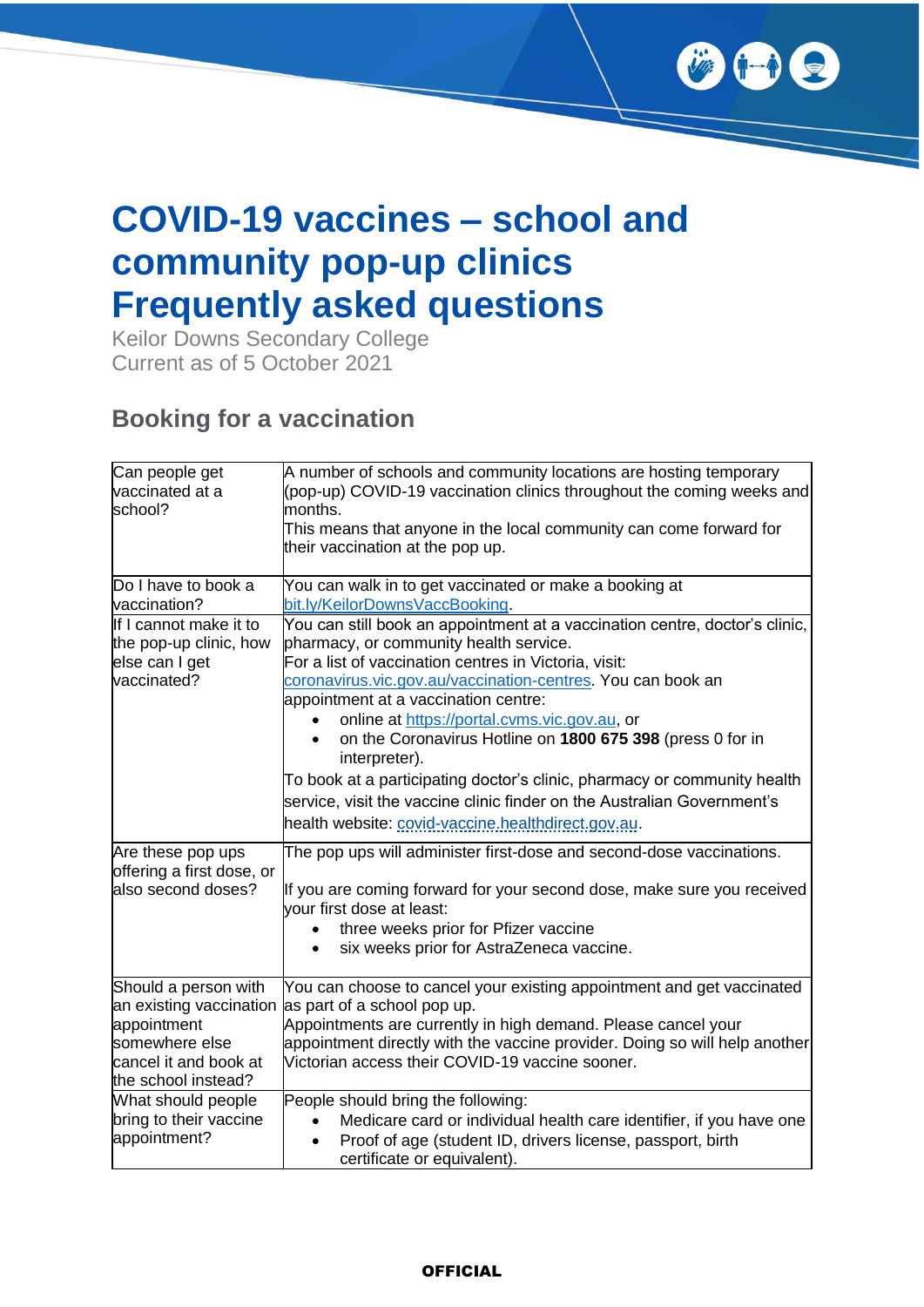# COVID-19 vaccines – school and community pop-up clinics Frequently asked questions

Keilor Downs Secondary College
Current as of 5 October 2021

## Booking for a vaccination

| | |
|---|---|
| Can people get vaccinated at a school? | A number of schools and community locations are hosting temporary (pop-up) COVID-19 vaccination clinics throughout the coming weeks and months.<br>This means that anyone in the local community can come forward for their vaccination at the pop up. |
| Do I have to book a vaccination? | You can walk in to get vaccinated or make a booking at bit.ly/KeilorDownsVaccBooking. |
| If I cannot make it to the pop-up clinic, how else can I get vaccinated? | You can still book an appointment at a vaccination centre, doctor's clinic, pharmacy, or community health service.<br>For a list of vaccination centres in Victoria, visit: coronavirus.vic.gov.au/vaccination-centres. You can book an appointment at a vaccination centre:<br>• online at https://portal.cvms.vic.gov.au, or<br>• on the Coronavirus Hotline on **1800 675 398** (press 0 for in interpreter).<br>To book at a participating doctor's clinic, pharmacy or community health service, visit the vaccine clinic finder on the Australian Government's health website: covid-vaccine.healthdirect.gov.au. |
| Are these pop ups offering a first dose, or also second doses? | The pop ups will administer first-dose and second-dose vaccinations.<br>If you are coming forward for your second dose, make sure you received your first dose at least:<br>• three weeks prior for Pfizer vaccine<br>• six weeks prior for AstraZeneca vaccine. |
| Should a person with an existing vaccination appointment somewhere else cancel it and book at the school instead? | You can choose to cancel your existing appointment and get vaccinated as part of a school pop up.<br>Appointments are currently in high demand. Please cancel your appointment directly with the vaccine provider. Doing so will help another Victorian access their COVID-19 vaccine sooner. |
| What should people bring to their vaccine appointment? | People should bring the following:<br>• Medicare card or individual health care identifier, if you have one<br>• Proof of age (student ID, drivers license, passport, birth certificate or equivalent). |

**OFFICIAL**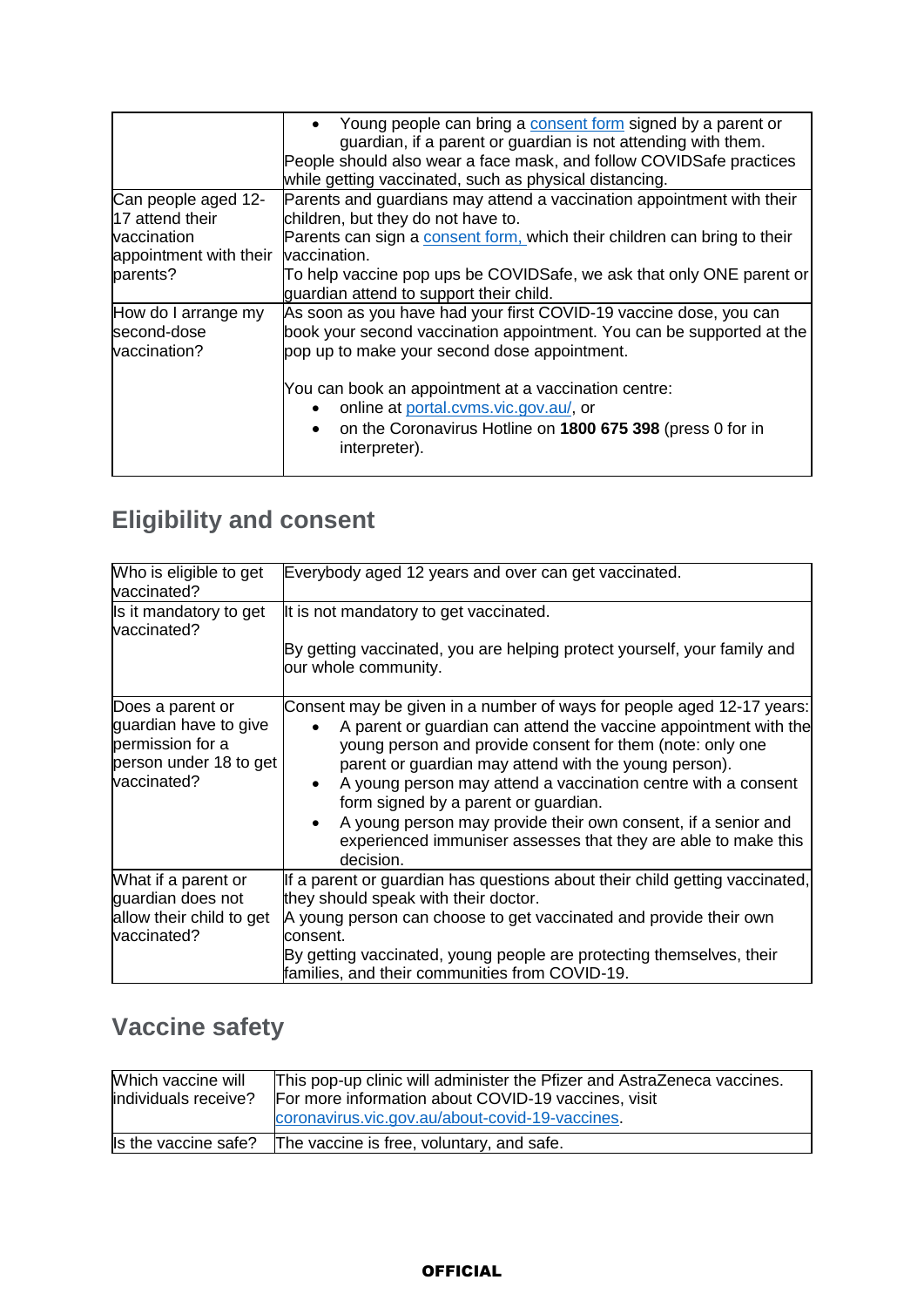| | |
|---|---|
| | • Young person can bring a [consent form](consent form) signed by a parent or guardian, if a parent or guardian is not attending with them.<br>People should also wear a face mask, and follow COVIDSafe practices while getting vaccinated, such as physical distancing. |
| Can people aged 12-17 attend their vaccination appointment with their parents? | Parents and guardians may attend a vaccination appointment with their children, but they do not have to.<br>Parents can sign a consent form, which their children can bring to their vaccination.<br>To help vaccine pop ups be COVIDSafe, we ask that only ONE parent or guardian attend to support their child. |
| How do I arrange my second-dose vaccination? | As soon as you have had your first COVID-19 vaccine dose, you can book your second vaccination appointment. You can be supported at the pop up to make your second dose appointment.<br><br>You can book an appointment at a vaccination centre:<br>• online at portal.cvms.vic.gov.au/, or<br>• on the Coronavirus Hotline on **1800 675 398** (press 0 for in interpreter). |

## Eligibility and consent

| | |
|---|---|
| Who is eligible to get vaccinated? | Everybody aged 12 years and over can get vaccinated. |
| Is it mandatory to get vaccinated? | It is not mandatory to get vaccinated.<br><br>By getting vaccinated, you are helping protect yourself, your family and our whole community. |
| Does a parent or guardian have to give permission for a person under 18 to get vaccinated? | Consent may be given in a number of ways for people aged 12-17 years:<br>• A parent or guardian can attend the vaccine appointment with the young person and provide consent for them (note: only one parent or guardian may attend with the young person).<br>• A young person may attend a vaccination centre with a consent form signed by a parent or guardian.<br>• A young person may provide their own consent, if a senior and experienced immuniser assesses that they are able to make this decision. |
| What if a parent or guardian does not allow their child to get vaccinated? | If a parent or guardian has questions about their child getting vaccinated, they should speak with their doctor.<br>A young person can choose to get vaccinated and provide their own consent.<br>By getting vaccinated, young people are protecting themselves, their families, and their communities from COVID-19. |

## Vaccine safety

| | |
|---|---|
| Which vaccine will individuals receive? | This pop-up clinic will administer the Pfizer and AstraZeneca vaccines.<br>For more information about COVID-19 vaccines, visit coronavirus.vic.gov.au/about-covid-19-vaccines. |
| Is the vaccine safe? | The vaccine is free, voluntary, and safe. |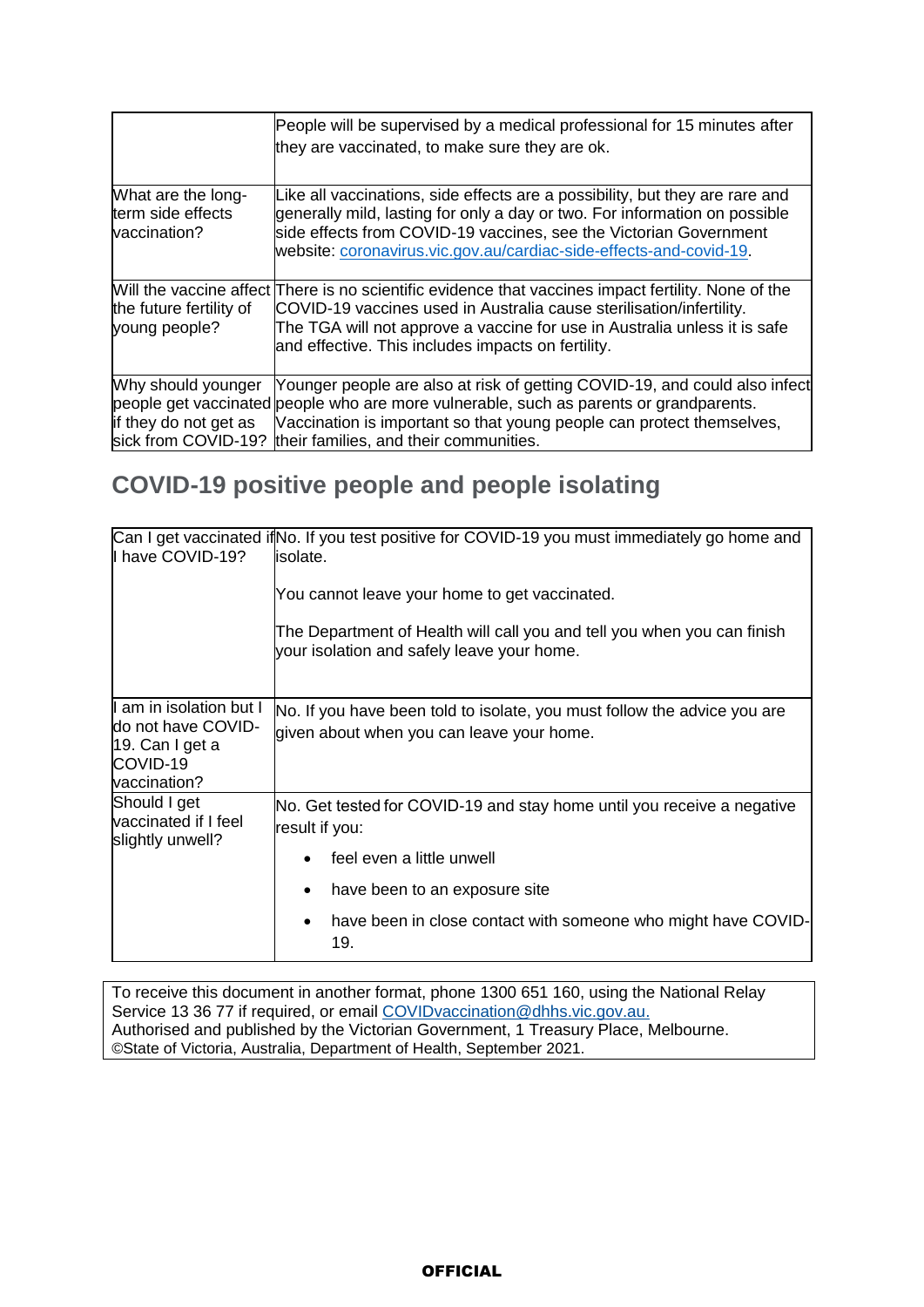| | |
|---|---|
| | People will be supervised by a medical professional for 15 minutes after they are vaccinated, to make sure they are ok. |
| What are the long-term side effects vaccination? | Like all vaccinations, side effects are a possibility, but they are rare and generally mild, lasting for only a day or two. For information on possible side effects from COVID-19 vaccines, see the Victorian Government website: coronavirus.vic.gov.au/cardiac-side-effects-and-covid-19. |
| Will the vaccine affect the future fertility of young people? | There is no scientific evidence that vaccines impact fertility. None of the COVID-19 vaccines used in Australia cause sterilisation/infertility. The TGA will not approve a vaccine for use in Australia unless it is safe and effective. This includes impacts on fertility. |
| Why should younger people get vaccinated if they do not get as sick from COVID-19? | Younger people are also at risk of getting COVID-19, and could also infect people who are more vulnerable, such as parents or grandparents. Vaccination is important so that young people can protect themselves, their families, and their communities. |

## COVID-19 positive people and people isolating

| | |
|---|---|
| Can I get vaccinated if I have COVID-19? | No. If you test positive for COVID-19 you must immediately go home and isolate.<br><br>You cannot leave your home to get vaccinated.<br><br>The Department of Health will call you and tell you when you can finish your isolation and safely leave your home. |
| I am in isolation but I do not have COVID-19. Can I get a COVID-19 vaccination? | No. If you have been told to isolate, you must follow the advice you are given about when you can leave your home. |
| Should I get vaccinated if I feel slightly unwell? | No. Get tested for COVID-19 and stay home until you receive a negative result if you:<br>• feel even a little unwell<br>• have been to an exposure site<br>• have been in close contact with someone who might have COVID-19. |

To receive this document in another format, phone 1300 651 160, using the National Relay Service 13 36 77 if required, or email COVIDvaccination@dhhs.vic.gov.au.
Authorised and published by the Victorian Government, 1 Treasury Place, Melbourne.
©State of Victoria, Australia, Department of Health, September 2021.

**OFFICIAL**